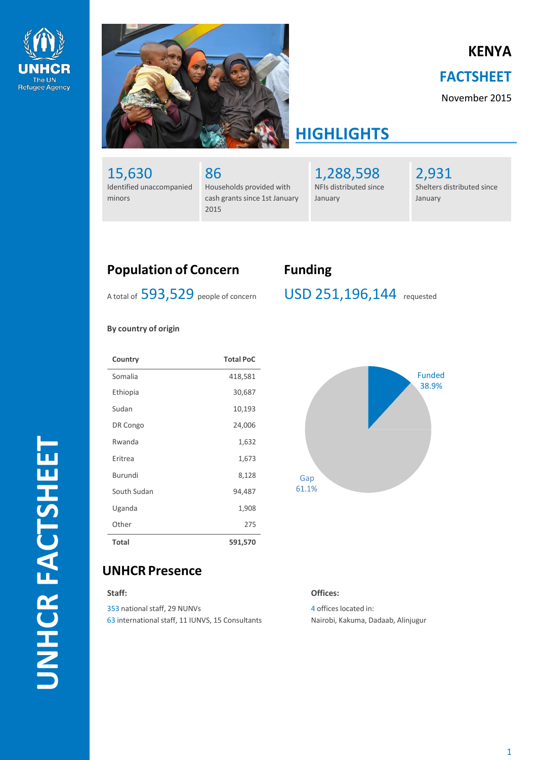# KENYA

## FACTSHEET

November 2015

## HIGHLIGHTS

**15,630**
Identified unaccompanied minors

**86**
Households provided with cash grants since 1st January 2015

**1,288,598**
NFIs distributed since January

**2,931**
Shelters distributed since January

## Population of Concern

A total of **593,529** people of concern

**By country of origin**

| Country | Total PoC |
|---|---|
| Somalia | 418,581 |
| Ethiopia | 30,687 |
| Sudan | 10,193 |
| DR Congo | 24,006 |
| Rwanda | 1,632 |
| Eritrea | 1,673 |
| Burundi | 8,128 |
| South Sudan | 94,487 |
| Uganda | 1,908 |
| Other | 275 |
| **Total** | **591,570** |

## Funding

**USD 251,196,144** requested

Funded 38.9%

Gap 61.1%

## UNHCR Presence

**Staff:**

353 national staff, 29 NUNVs
63 international staff, 11 IUNVS, 15 Consultants

**Offices:**

4 offices located in:
Nairobi, Kakuma, Dadaab, Alinjugur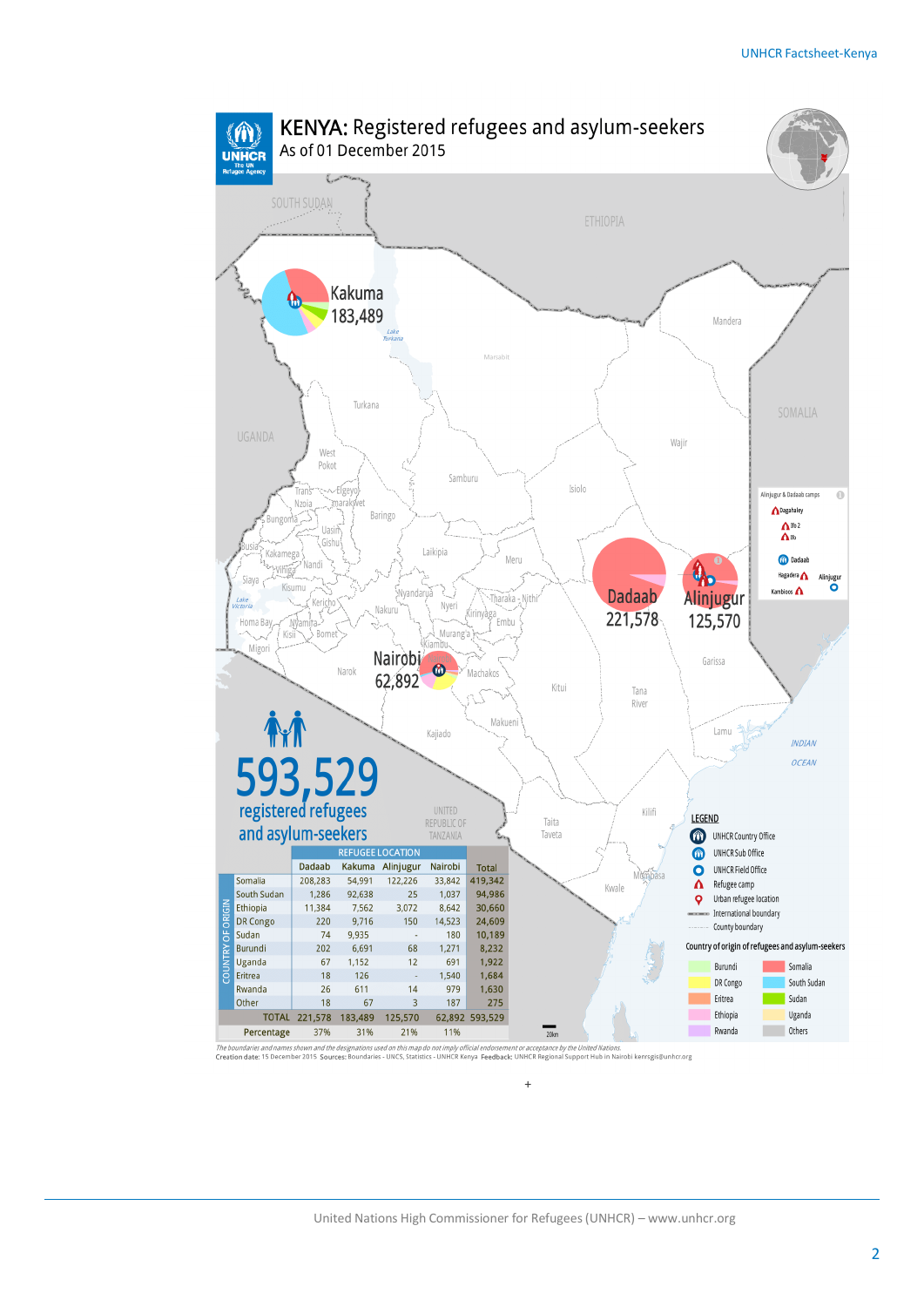# KENYA: Registered refugees and asylum-seekers

As of 01 December 2015

Kakuma 183,489

Dadaab 221,578

Alinjugur 125,570

Nairobi 62,892

**593,529** registered refugees and asylum-seekers

| COUNTRY OF ORIGIN | REFUGEE LOCATION | | | | |
|---|---|---|---|---|---|
| | Dadaab | Kakuma | Alinjugur | Nairobi | Total |
| Somalia | 208,283 | 54,991 | 122,226 | 33,842 | 419,342 |
| South Sudan | 1,286 | 92,638 | 25 | 1,037 | 94,986 |
| Ethiopia | 11,384 | 7,562 | 3,072 | 8,642 | 30,660 |
| DR Congo | 220 | 9,716 | 150 | 14,523 | 24,609 |
| Sudan | 74 | 9,935 | - | 180 | 10,189 |
| Burundi | 202 | 6,691 | 68 | 1,271 | 8,232 |
| Uganda | 67 | 1,152 | 12 | 691 | 1,922 |
| Eritrea | 18 | 126 | - | 1,540 | 1,684 |
| Rwanda | 26 | 611 | 14 | 979 | 1,630 |
| Other | 18 | 67 | 3 | 187 | 275 |
| TOTAL | 221,578 | 183,489 | 125,570 | 62,892 | 593,529 |
| Percentage | 37% | 31% | 21% | 11% | |

Alinjugur & Dadaab camps: Dagahaley, Ifo 2, Ifo, Dadaab, Hagadera, Alinjugur, Kambioos

**LEGEND**

- UNHCR Country Office
- UNHCR Sub Office
- UNHCR Field Office
- Refugee camp
- Urban refugee location
- International boundary
- County boundary

Country of origin of refugees and asylum-seekers: Burundi, Somalia, DR Congo, South Sudan, Eritrea, Sudan, Ethiopia, Uganda, Rwanda, Others

*The boundaries and names shown and the designations used on this map do not imply official endorsement or acceptance by the United Nations.*

Creation date: 15 December 2015 Sources: Boundaries - UNCS, Statistics - UNHCR Kenya Feedback: UNHCR Regional Support Hub in Nairobi kenrsgis@unhcr.org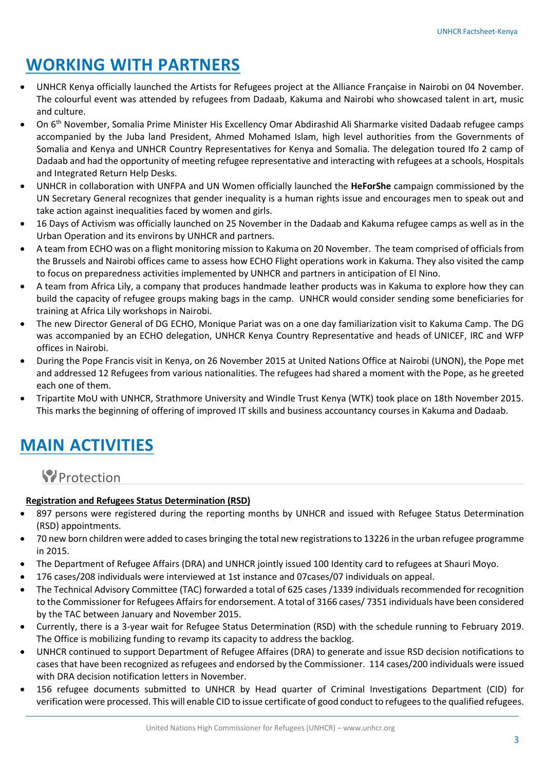# WORKING WITH PARTNERS

- UNHCR Kenya officially launched the Artists for Refugees project at the Alliance Française in Nairobi on 04 November. The colourful event was attended by refugees from Dadaab, Kakuma and Nairobi who showcased talent in art, music and culture.
- On 6th November, Somalia Prime Minister His Excellency Omar Abdirashid Ali Sharmarke visited Dadaab refugee camps accompanied by the Juba land President, Ahmed Mohamed Islam, high level authorities from the Governments of Somalia and Kenya and UNHCR Country Representatives for Kenya and Somalia. The delegation toured Ifo 2 camp of Dadaab and had the opportunity of meeting refugee representative and interacting with refugees at a schools, Hospitals and Integrated Return Help Desks.
- UNHCR in collaboration with UNFPA and UN Women officially launched the **HeForShe** campaign commissioned by the UN Secretary General recognizes that gender inequality is a human rights issue and encourages men to speak out and take action against inequalities faced by women and girls.
- 16 Days of Activism was officially launched on 25 November in the Dadaab and Kakuma refugee camps as well as in the Urban Operation and its environs by UNHCR and partners.
- A team from ECHO was on a flight monitoring mission to Kakuma on 20 November. The team comprised of officials from the Brussels and Nairobi offices came to assess how ECHO Flight operations work in Kakuma. They also visited the camp to focus on preparedness activities implemented by UNHCR and partners in anticipation of El Nino.
- A team from Africa Lily, a company that produces handmade leather products was in Kakuma to explore how they can build the capacity of refugee groups making bags in the camp. UNHCR would consider sending some beneficiaries for training at Africa Lily workshops in Nairobi.
- The new Director General of DG ECHO, Monique Pariat was on a one day familiarization visit to Kakuma Camp. The DG was accompanied by an ECHO delegation, UNHCR Kenya Country Representative and heads of UNICEF, IRC and WFP offices in Nairobi.
- During the Pope Francis visit in Kenya, on 26 November 2015 at United Nations Office at Nairobi (UNON), the Pope met and addressed 12 Refugees from various nationalities. The refugees had shared a moment with the Pope, as he greeted each one of them.
- Tripartite MoU with UNHCR, Strathmore University and Windle Trust Kenya (WTK) took place on 18th November 2015. This marks the beginning of offering of improved IT skills and business accountancy courses in Kakuma and Dadaab.

# MAIN ACTIVITIES

## Protection

**Registration and Refugees Status Determination (RSD)**

- 897 persons were registered during the reporting months by UNHCR and issued with Refugee Status Determination (RSD) appointments.
- 70 new born children were added to cases bringing the total new registrations to 13226 in the urban refugee programme in 2015.
- The Department of Refugee Affairs (DRA) and UNHCR jointly issued 100 Identity card to refugees at Shauri Moyo.
- 176 cases/208 individuals were interviewed at 1st instance and 07cases/07 individuals on appeal.
- The Technical Advisory Committee (TAC) forwarded a total of 625 cases /1339 individuals recommended for recognition to the Commissioner for Refugees Affairs for endorsement. A total of 3166 cases/ 7351 individuals have been considered by the TAC between January and November 2015.
- Currently, there is a 3-year wait for Refugee Status Determination (RSD) with the schedule running to February 2019. The Office is mobilizing funding to revamp its capacity to address the backlog.
- UNHCR continued to support Department of Refugee Affaires (DRA) to generate and issue RSD decision notifications to cases that have been recognized as refugees and endorsed by the Commissioner. 114 cases/200 individuals were issued with DRA decision notification letters in November.
- 156 refugee documents submitted to UNHCR by Head quarter of Criminal Investigations Department (CID) for verification were processed. This will enable CID to issue certificate of good conduct to refugees to the qualified refugees.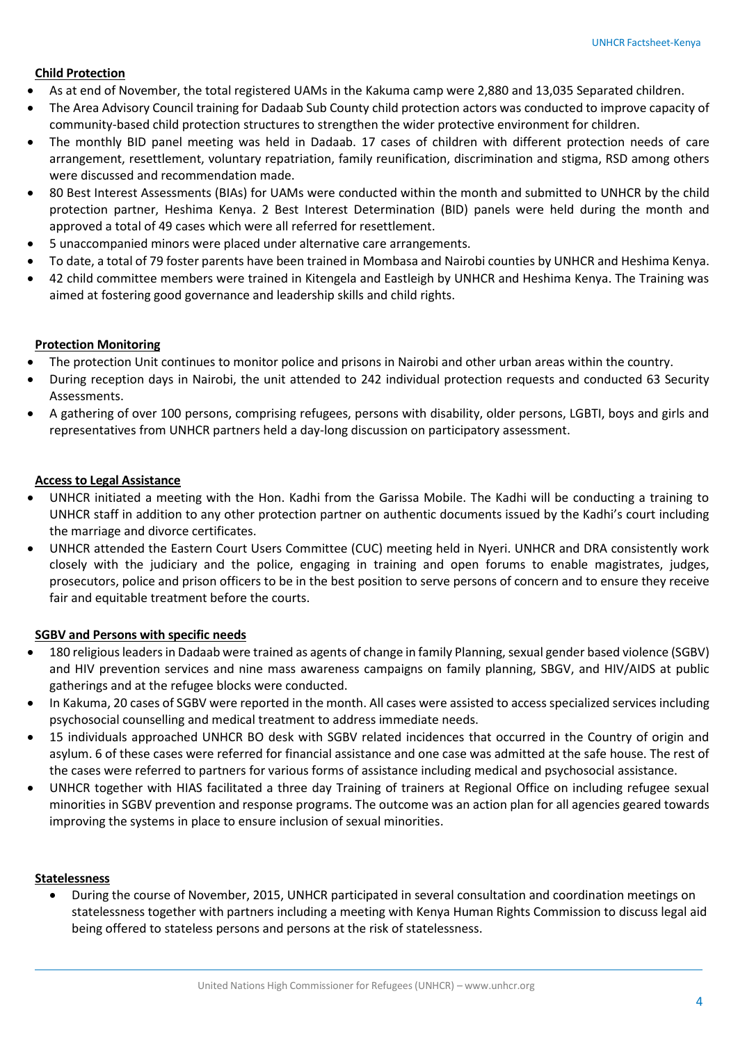**Child Protection**

- As at end of November, the total registered UAMs in the Kakuma camp were 2,880 and 13,035 Separated children.
- The Area Advisory Council training for Dadaab Sub County child protection actors was conducted to improve capacity of community-based child protection structures to strengthen the wider protective environment for children.
- The monthly BID panel meeting was held in Dadaab. 17 cases of children with different protection needs of care arrangement, resettlement, voluntary repatriation, family reunification, discrimination and stigma, RSD among others were discussed and recommendation made.
- 80 Best Interest Assessments (BIAs) for UAMs were conducted within the month and submitted to UNHCR by the child protection partner, Heshima Kenya. 2 Best Interest Determination (BID) panels were held during the month and approved a total of 49 cases which were all referred for resettlement.
- 5 unaccompanied minors were placed under alternative care arrangements.
- To date, a total of 79 foster parents have been trained in Mombasa and Nairobi counties by UNHCR and Heshima Kenya.
- 42 child committee members were trained in Kitengela and Eastleigh by UNHCR and Heshima Kenya. The Training was aimed at fostering good governance and leadership skills and child rights.

**Protection Monitoring**

- The protection Unit continues to monitor police and prisons in Nairobi and other urban areas within the country.
- During reception days in Nairobi, the unit attended to 242 individual protection requests and conducted 63 Security Assessments.
- A gathering of over 100 persons, comprising refugees, persons with disability, older persons, LGBTI, boys and girls and representatives from UNHCR partners held a day-long discussion on participatory assessment.

**Access to Legal Assistance**

- UNHCR initiated a meeting with the Hon. Kadhi from the Garissa Mobile. The Kadhi will be conducting a training to UNHCR staff in addition to any other protection partner on authentic documents issued by the Kadhi's court including the marriage and divorce certificates.
- UNHCR attended the Eastern Court Users Committee (CUC) meeting held in Nyeri. UNHCR and DRA consistently work closely with the judiciary and the police, engaging in training and open forums to enable magistrates, judges, prosecutors, police and prison officers to be in the best position to serve persons of concern and to ensure they receive fair and equitable treatment before the courts.

**SGBV and Persons with specific needs**

- 180 religious leaders in Dadaab were trained as agents of change in family Planning, sexual gender based violence (SGBV) and HIV prevention services and nine mass awareness campaigns on family planning, SBGV, and HIV/AIDS at public gatherings and at the refugee blocks were conducted.
- In Kakuma, 20 cases of SGBV were reported in the month. All cases were assisted to access specialized services including psychosocial counselling and medical treatment to address immediate needs.
- 15 individuals approached UNHCR BO desk with SGBV related incidences that occurred in the Country of origin and asylum. 6 of these cases were referred for financial assistance and one case was admitted at the safe house. The rest of the cases were referred to partners for various forms of assistance including medical and psychosocial assistance.
- UNHCR together with HIAS facilitated a three day Training of trainers at Regional Office on including refugee sexual minorities in SGBV prevention and response programs. The outcome was an action plan for all agencies geared towards improving the systems in place to ensure inclusion of sexual minorities.

**Statelessness**

- During the course of November, 2015, UNHCR participated in several consultation and coordination meetings on statelessness together with partners including a meeting with Kenya Human Rights Commission to discuss legal aid being offered to stateless persons and persons at the risk of statelessness.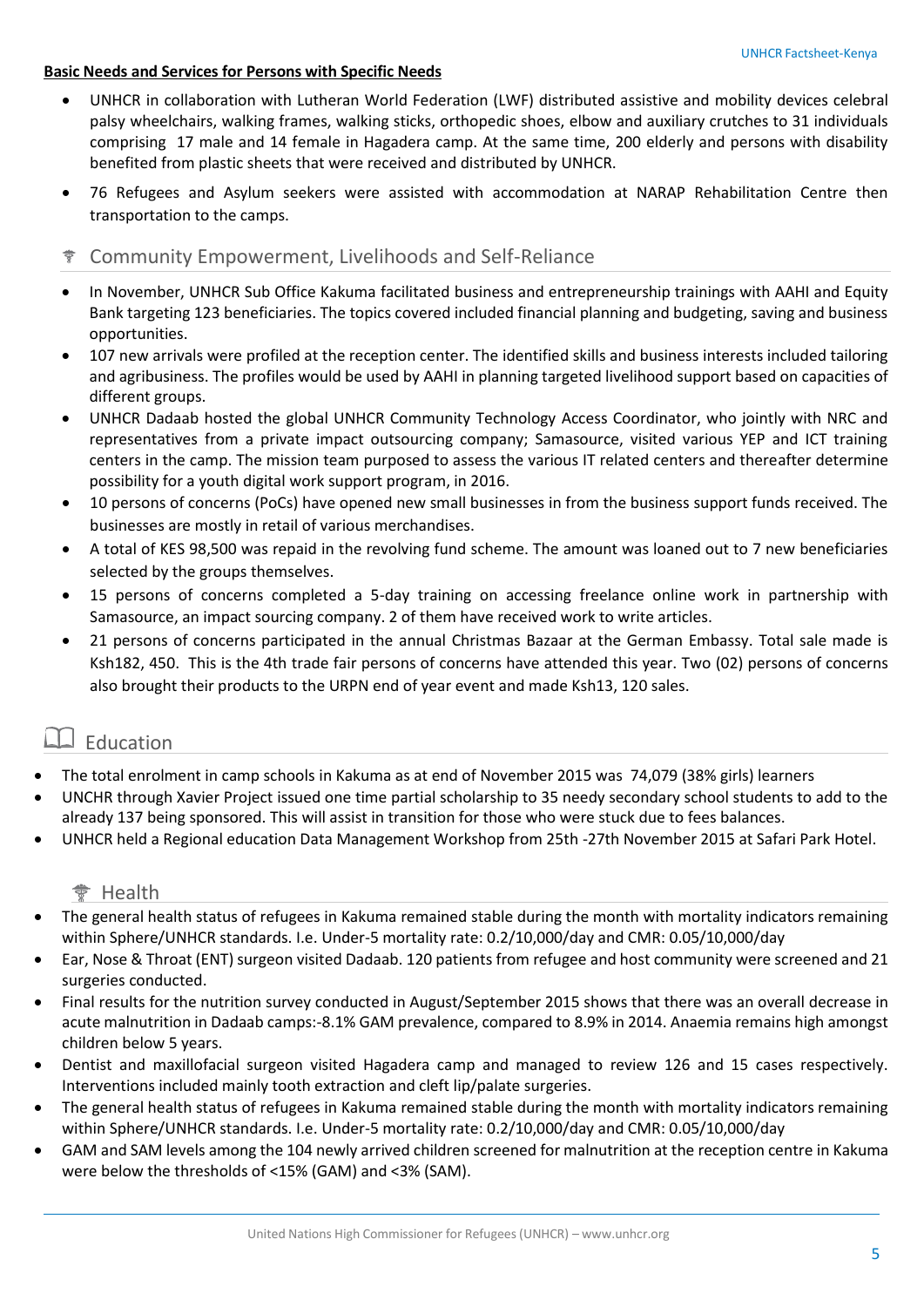**Basic Needs and Services for Persons with Specific Needs**

- UNHCR in collaboration with Lutheran World Federation (LWF) distributed assistive and mobility devices celebral palsy wheelchairs, walking frames, walking sticks, orthopedic shoes, elbow and auxiliary crutches to 31 individuals comprising 17 male and 14 female in Hagadera camp. At the same time, 200 elderly and persons with disability benefited from plastic sheets that were received and distributed by UNHCR.
- 76 Refugees and Asylum seekers were assisted with accommodation at NARAP Rehabilitation Centre then transportation to the camps.

## Community Empowerment, Livelihoods and Self-Reliance

- In November, UNHCR Sub Office Kakuma facilitated business and entrepreneurship trainings with AAHI and Equity Bank targeting 123 beneficiaries. The topics covered included financial planning and budgeting, saving and business opportunities.
- 107 new arrivals were profiled at the reception center. The identified skills and business interests included tailoring and agribusiness. The profiles would be used by AAHI in planning targeted livelihood support based on capacities of different groups.
- UNHCR Dadaab hosted the global UNHCR Community Technology Access Coordinator, who jointly with NRC and representatives from a private impact outsourcing company; Samasource, visited various YEP and ICT training centers in the camp. The mission team purposed to assess the various IT related centers and thereafter determine possibility for a youth digital work support program, in 2016.
- 10 persons of concerns (PoCs) have opened new small businesses in from the business support funds received. The businesses are mostly in retail of various merchandises.
- A total of KES 98,500 was repaid in the revolving fund scheme. The amount was loaned out to 7 new beneficiaries selected by the groups themselves.
- 15 persons of concerns completed a 5-day training on accessing freelance online work in partnership with Samasource, an impact sourcing company. 2 of them have received work to write articles.
- 21 persons of concerns participated in the annual Christmas Bazaar at the German Embassy. Total sale made is Ksh182, 450. This is the 4th trade fair persons of concerns have attended this year. Two (02) persons of concerns also brought their products to the URPN end of year event and made Ksh13, 120 sales.

## Education

- The total enrolment in camp schools in Kakuma as at end of November 2015 was 74,079 (38% girls) learners
- UNCHR through Xavier Project issued one time partial scholarship to 35 needy secondary school students to add to the already 137 being sponsored. This will assist in transition for those who were stuck due to fees balances.
- UNHCR held a Regional education Data Management Workshop from 25th -27th November 2015 at Safari Park Hotel.

## Health

- The general health status of refugees in Kakuma remained stable during the month with mortality indicators remaining within Sphere/UNHCR standards. I.e. Under-5 mortality rate: 0.2/10,000/day and CMR: 0.05/10,000/day
- Ear, Nose & Throat (ENT) surgeon visited Dadaab. 120 patients from refugee and host community were screened and 21 surgeries conducted.
- Final results for the nutrition survey conducted in August/September 2015 shows that there was an overall decrease in acute malnutrition in Dadaab camps:-8.1% GAM prevalence, compared to 8.9% in 2014. Anaemia remains high amongst children below 5 years.
- Dentist and maxillofacial surgeon visited Hagadera camp and managed to review 126 and 15 cases respectively. Interventions included mainly tooth extraction and cleft lip/palate surgeries.
- The general health status of refugees in Kakuma remained stable during the month with mortality indicators remaining within Sphere/UNHCR standards. I.e. Under-5 mortality rate: 0.2/10,000/day and CMR: 0.05/10,000/day
- GAM and SAM levels among the 104 newly arrived children screened for malnutrition at the reception centre in Kakuma were below the thresholds of <15% (GAM) and <3% (SAM).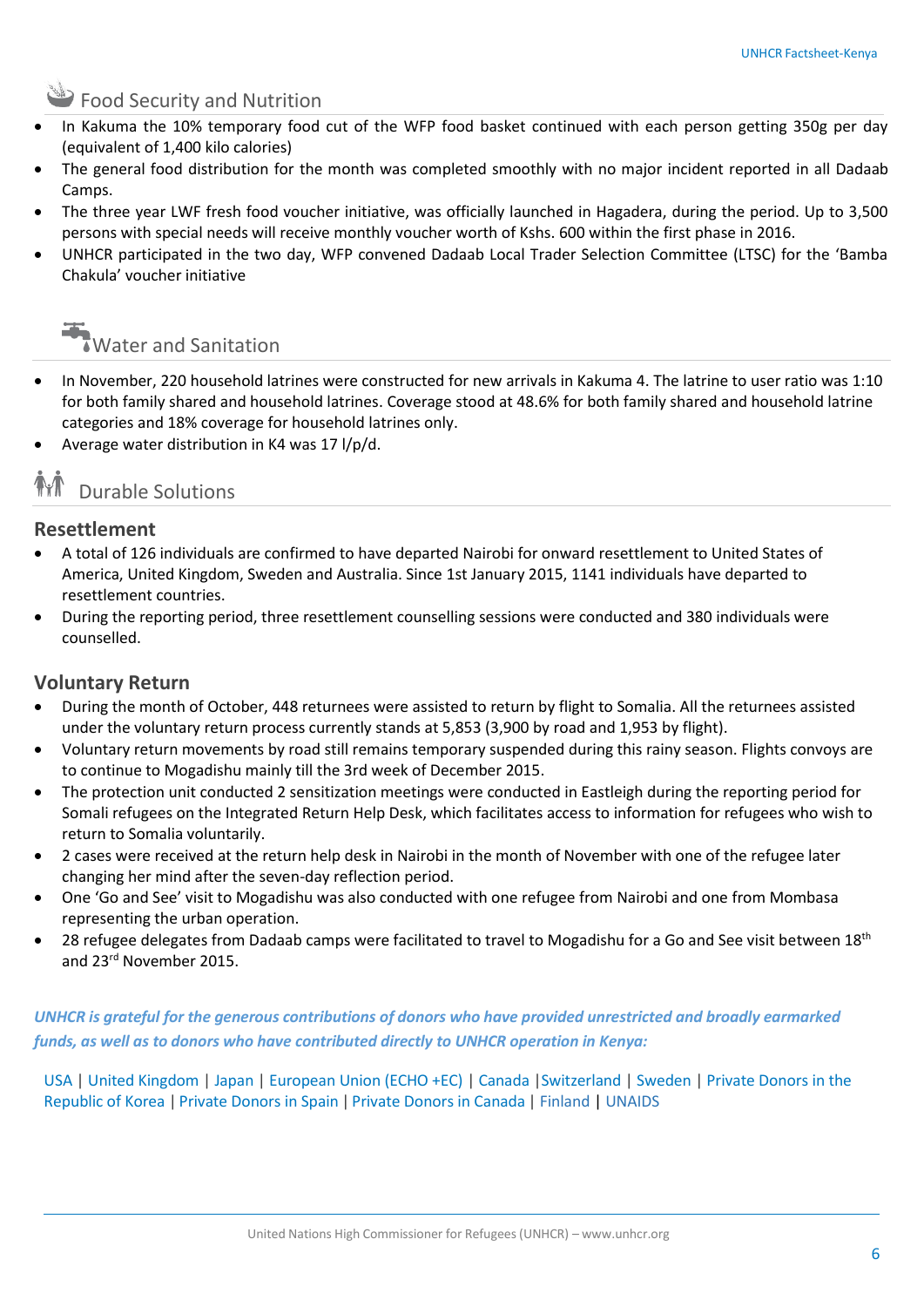## Food Security and Nutrition

- In Kakuma the 10% temporary food cut of the WFP food basket continued with each person getting 350g per day (equivalent of 1,400 kilo calories)
- The general food distribution for the month was completed smoothly with no major incident reported in all Dadaab Camps.
- The three year LWF fresh food voucher initiative, was officially launched in Hagadera, during the period. Up to 3,500 persons with special needs will receive monthly voucher worth of Kshs. 600 within the first phase in 2016.
- UNHCR participated in the two day, WFP convened Dadaab Local Trader Selection Committee (LTSC) for the 'Bamba Chakula' voucher initiative

## Water and Sanitation

- In November, 220 household latrines were constructed for new arrivals in Kakuma 4. The latrine to user ratio was 1:10 for both family shared and household latrines. Coverage stood at 48.6% for both family shared and household latrine categories and 18% coverage for household latrines only.
- Average water distribution in K4 was 17 l/p/d.

## Durable Solutions

### Resettlement

- A total of 126 individuals are confirmed to have departed Nairobi for onward resettlement to United States of America, United Kingdom, Sweden and Australia. Since 1st January 2015, 1141 individuals have departed to resettlement countries.
- During the reporting period, three resettlement counselling sessions were conducted and 380 individuals were counselled.

### Voluntary Return

- During the month of October, 448 returnees were assisted to return by flight to Somalia. All the returnees assisted under the voluntary return process currently stands at 5,853 (3,900 by road and 1,953 by flight).
- Voluntary return movements by road still remains temporary suspended during this rainy season. Flights convoys are to continue to Mogadishu mainly till the 3rd week of December 2015.
- The protection unit conducted 2 sensitization meetings were conducted in Eastleigh during the reporting period for Somali refugees on the Integrated Return Help Desk, which facilitates access to information for refugees who wish to return to Somalia voluntarily.
- 2 cases were received at the return help desk in Nairobi in the month of November with one of the refugee later changing her mind after the seven-day reflection period.
- One 'Go and See' visit to Mogadishu was also conducted with one refugee from Nairobi and one from Mombasa representing the urban operation.
- 28 refugee delegates from Dadaab camps were facilitated to travel to Mogadishu for a Go and See visit between 18th and 23rd November 2015.

***UNHCR is grateful for the generous contributions of donors who have provided unrestricted and broadly earmarked funds, as well as to donors who have contributed directly to UNHCR operation in Kenya:***

USA | United Kingdom | Japan | European Union (ECHO +EC) | Canada | Switzerland | Sweden | Private Donors in the Republic of Korea | Private Donors in Spain | Private Donors in Canada | Finland | UNAIDS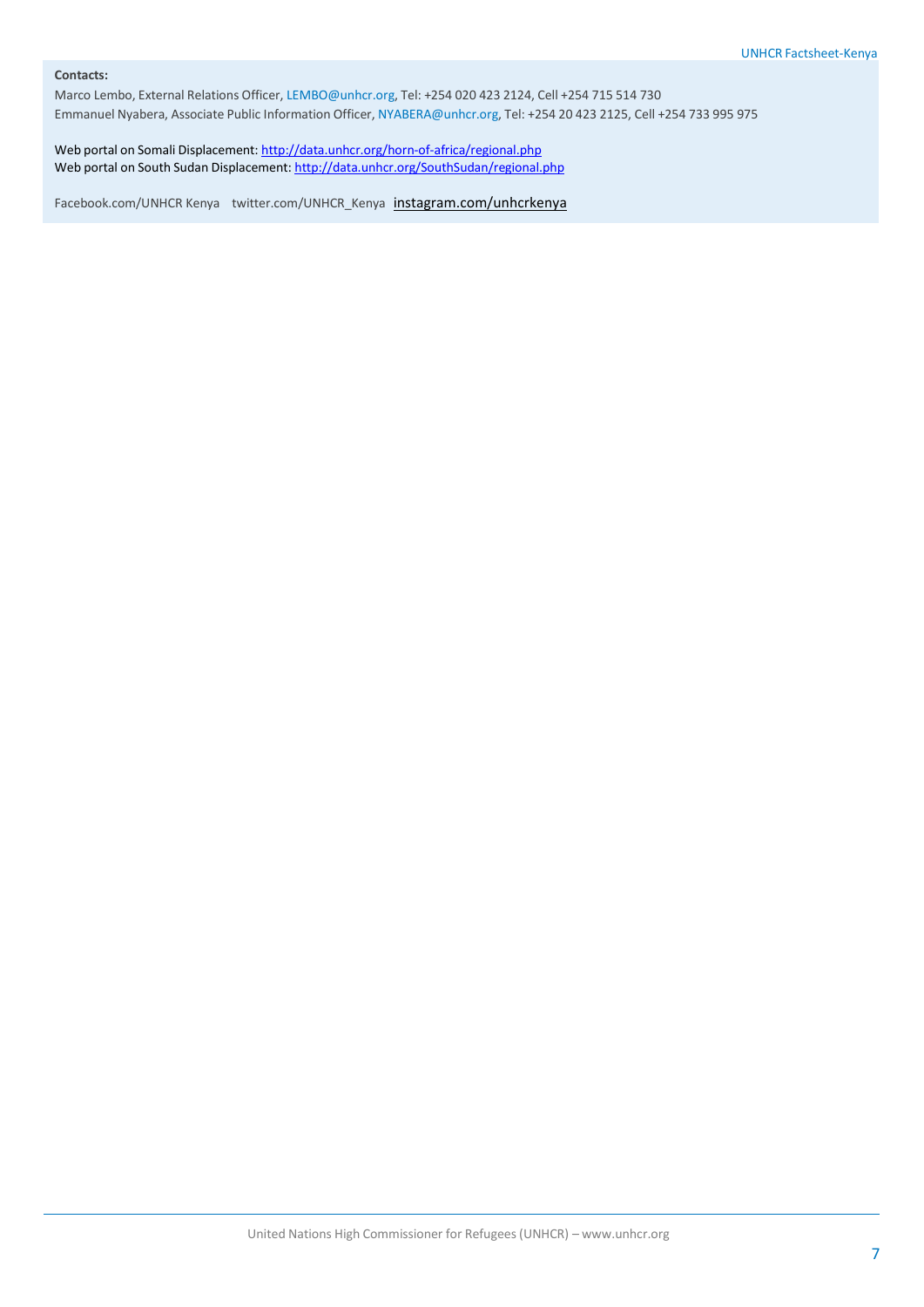**Contacts:**

Marco Lembo, External Relations Officer, LEMBO@unhcr.org, Tel: +254 020 423 2124, Cell +254 715 514 730
Emmanuel Nyabera, Associate Public Information Officer, NYABERA@unhcr.org, Tel: +254 20 423 2125, Cell +254 733 995 975

Web portal on Somali Displacement: http://data.unhcr.org/horn-of-africa/regional.php
Web portal on South Sudan Displacement: http://data.unhcr.org/SouthSudan/regional.php

Facebook.com/UNHCR Kenya twitter.com/UNHCR_Kenya instagram.com/unhcrkenya